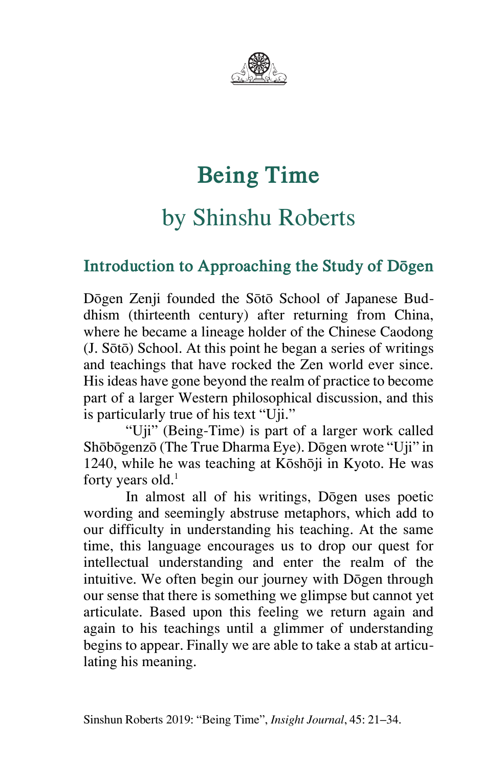# Being Time

## by Shinshu Roberts

### Introduction to Approaching the Study of Dōgen

Dōgen Zenji founded the Sōtō School of Japanese Buddhism (thirteenth century) after returning from China, where he became a lineage holder of the Chinese Caodong (J. Sōtō) School. At this point he began a series of writings and teachings that have rocked the Zen world ever since. His ideas have gone beyond the realm of practice to become part of a larger Western philosophical discussion, and this is particularly true of his text "Uji."

"Uji" (Being-Time) is part of a larger work called Shōbōgenzō (The True Dharma Eye). Dōgen wrote "Uji" in 1240, while he was teaching at Kōshōji in Kyoto. He was forty years old.[1]

In almost all of his writings, Dōgen uses poetic wording and seemingly abstruse metaphors, which add to our difficulty in understanding his teaching. At the same time, this language encourages us to drop our quest for intellectual understanding and enter the realm of the intuitive. We often begin our journey with Dōgen through our sense that there is something we glimpse but cannot yet articulate. Based upon this feeling we return again and again to his teachings until a glimmer of understanding begins to appear. Finally we are able to take a stab at articulating his meaning.

Sinshun Roberts 2019: "Being Time", *Insight Journal*, 45: 21–34.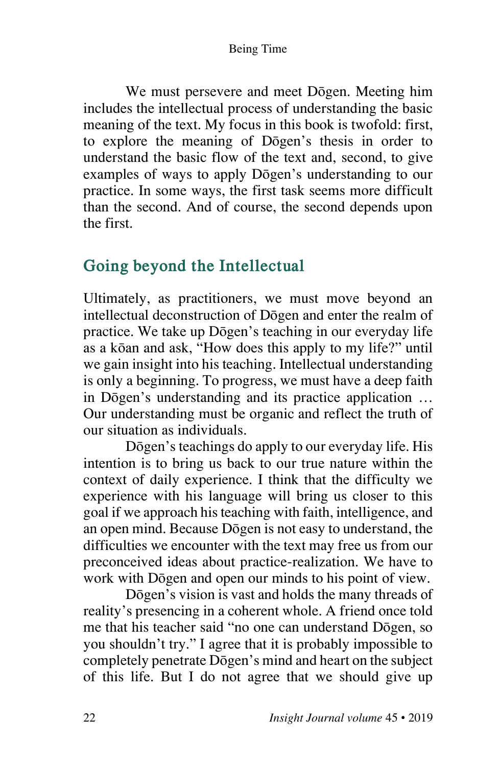We must persevere and meet Dōgen. Meeting him includes the intellectual process of understanding the basic meaning of the text. My focus in this book is twofold: first, to explore the meaning of Dōgen's thesis in order to understand the basic flow of the text and, second, to give examples of ways to apply Dōgen's understanding to our practice. In some ways, the first task seems more difficult than the second. And of course, the second depends upon the first.

## Going beyond the Intellectual

Ultimately, as practitioners, we must move beyond an intellectual deconstruction of Dōgen and enter the realm of practice. We take up Dōgen's teaching in our everyday life as a kōan and ask, "How does this apply to my life?" until we gain insight into his teaching. Intellectual understanding is only a beginning. To progress, we must have a deep faith in Dōgen's understanding and its practice application … Our understanding must be organic and reflect the truth of our situation as individuals.

Dōgen's teachings do apply to our everyday life. His intention is to bring us back to our true nature within the context of daily experience. I think that the difficulty we experience with his language will bring us closer to this goal if we approach his teaching with faith, intelligence, and an open mind. Because Dōgen is not easy to understand, the difficulties we encounter with the text may free us from our preconceived ideas about practice-realization. We have to work with Dōgen and open our minds to his point of view.

Dōgen's vision is vast and holds the many threads of reality's presencing in a coherent whole. A friend once told me that his teacher said "no one can understand Dōgen, so you shouldn't try." I agree that it is probably impossible to completely penetrate Dōgen's mind and heart on the subject of this life. But I do not agree that we should give up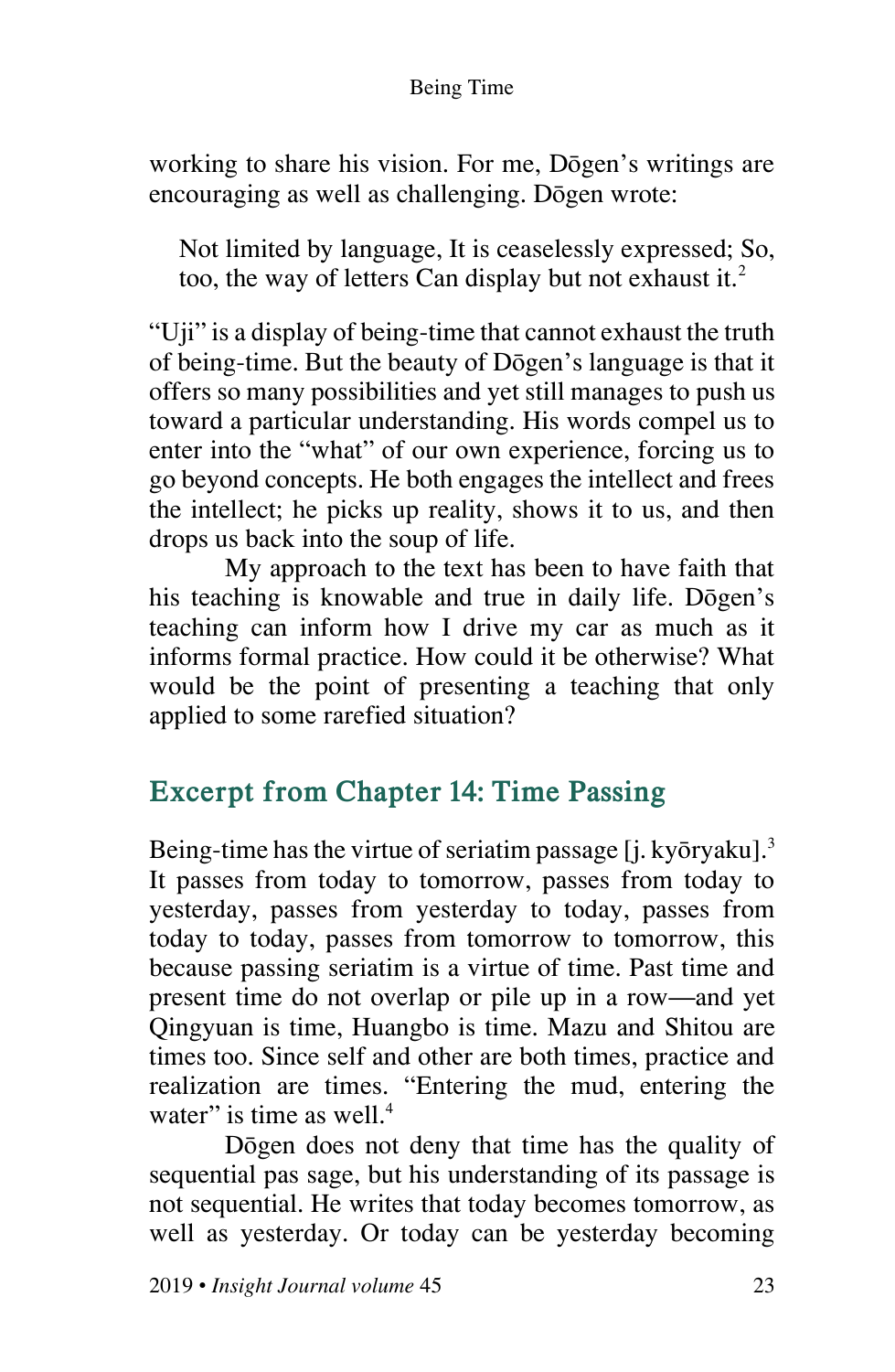working to share his vision. For me, Dōgen's writings are encouraging as well as challenging. Dōgen wrote:

> Not limited by language, It is ceaselessly expressed; So, too, the way of letters Can display but not exhaust it.[2]

"Uji" is a display of being-time that cannot exhaust the truth of being-time. But the beauty of Dōgen's language is that it offers so many possibilities and yet still manages to push us toward a particular understanding. His words compel us to enter into the "what" of our own experience, forcing us to go beyond concepts. He both engages the intellect and frees the intellect; he picks up reality, shows it to us, and then drops us back into the soup of life.

My approach to the text has been to have faith that his teaching is knowable and true in daily life. Dōgen's teaching can inform how I drive my car as much as it informs formal practice. How could it be otherwise? What would be the point of presenting a teaching that only applied to some rarefied situation?

## Excerpt from Chapter 14: Time Passing

Being-time has the virtue of seriatim passage [j. kyōryaku].[3] It passes from today to tomorrow, passes from today to yesterday, passes from yesterday to today, passes from today to today, passes from tomorrow to tomorrow, this because passing seriatim is a virtue of time. Past time and present time do not overlap or pile up in a row—and yet Qingyuan is time, Huangbo is time. Mazu and Shitou are times too. Since self and other are both times, practice and realization are times. "Entering the mud, entering the water" is time as well.[4]

Dōgen does not deny that time has the quality of sequential pas sage, but his understanding of its passage is not sequential. He writes that today becomes tomorrow, as well as yesterday. Or today can be yesterday becoming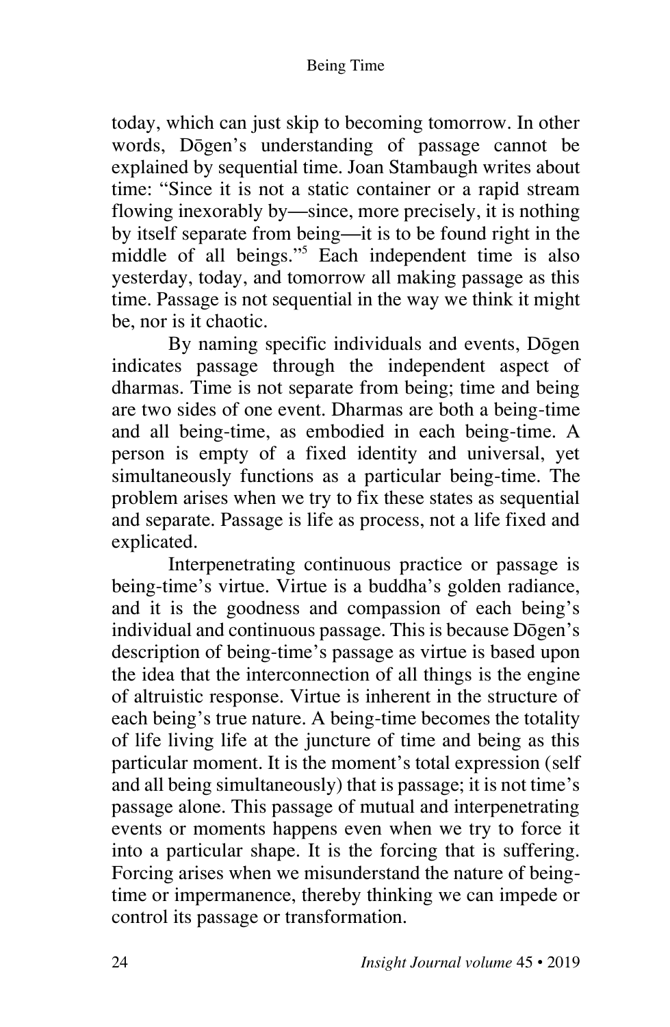today, which can just skip to becoming tomorrow. In other words, Dōgen's understanding of passage cannot be explained by sequential time. Joan Stambaugh writes about time: "Since it is not a static container or a rapid stream flowing inexorably by—since, more precisely, it is nothing by itself separate from being—it is to be found right in the middle of all beings."[5] Each independent time is also yesterday, today, and tomorrow all making passage as this time. Passage is not sequential in the way we think it might be, nor is it chaotic.

By naming specific individuals and events, Dōgen indicates passage through the independent aspect of dharmas. Time is not separate from being; time and being are two sides of one event. Dharmas are both a being-time and all being-time, as embodied in each being-time. A person is empty of a fixed identity and universal, yet simultaneously functions as a particular being-time. The problem arises when we try to fix these states as sequential and separate. Passage is life as process, not a life fixed and explicated.

Interpenetrating continuous practice or passage is being-time's virtue. Virtue is a buddha's golden radiance, and it is the goodness and compassion of each being's individual and continuous passage. This is because Dōgen's description of being-time's passage as virtue is based upon the idea that the interconnection of all things is the engine of altruistic response. Virtue is inherent in the structure of each being's true nature. A being-time becomes the totality of life living life at the juncture of time and being as this particular moment. It is the moment's total expression (self and all being simultaneously) that is passage; it is not time's passage alone. This passage of mutual and interpenetrating events or moments happens even when we try to force it into a particular shape. It is the forcing that is suffering. Forcing arises when we misunderstand the nature of being-time or impermanence, thereby thinking we can impede or control its passage or transformation.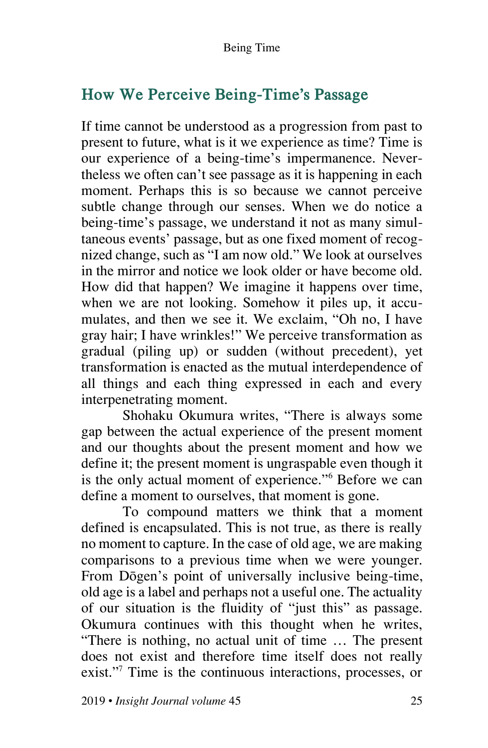## How We Perceive Being-Time's Passage

If time cannot be understood as a progression from past to present to future, what is it we experience as time? Time is our experience of a being-time's impermanence. Nevertheless we often can't see passage as it is happening in each moment. Perhaps this is so because we cannot perceive subtle change through our senses. When we do notice a being-time's passage, we understand it not as many simultaneous events' passage, but as one fixed moment of recognized change, such as "I am now old." We look at ourselves in the mirror and notice we look older or have become old. How did that happen? We imagine it happens over time, when we are not looking. Somehow it piles up, it accumulates, and then we see it. We exclaim, "Oh no, I have gray hair; I have wrinkles!" We perceive transformation as gradual (piling up) or sudden (without precedent), yet transformation is enacted as the mutual interdependence of all things and each thing expressed in each and every interpenetrating moment.

Shohaku Okumura writes, "There is always some gap between the actual experience of the present moment and our thoughts about the present moment and how we define it; the present moment is ungraspable even though it is the only actual moment of experience."[6] Before we can define a moment to ourselves, that moment is gone.

To compound matters we think that a moment defined is encapsulated. This is not true, as there is really no moment to capture. In the case of old age, we are making comparisons to a previous time when we were younger. From Dōgen's point of universally inclusive being-time, old age is a label and perhaps not a useful one. The actuality of our situation is the fluidity of "just this" as passage. Okumura continues with this thought when he writes, "There is nothing, no actual unit of time … The present does not exist and therefore time itself does not really exist."[7] Time is the continuous interactions, processes, or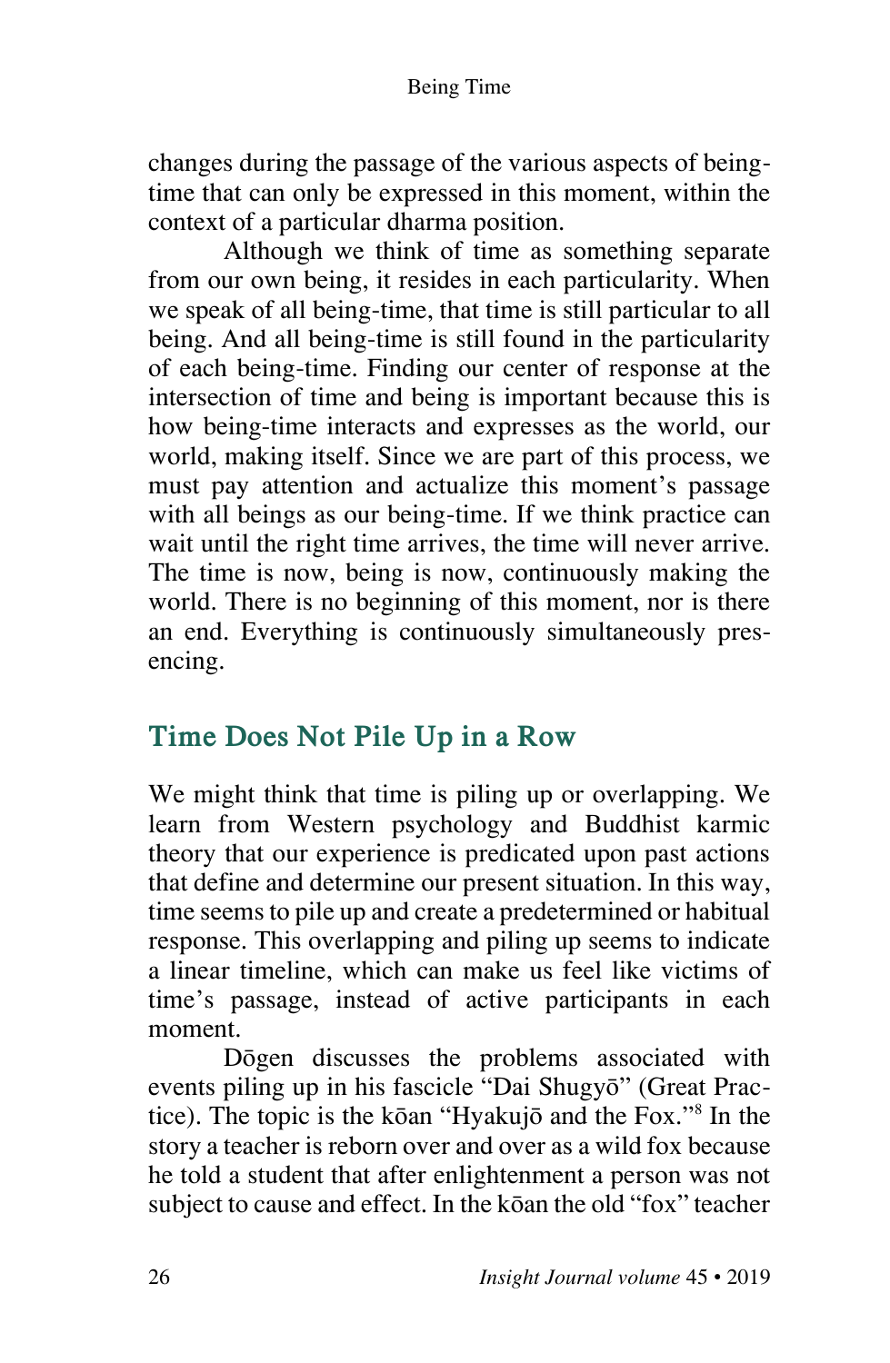changes during the passage of the various aspects of being-time that can only be expressed in this moment, within the context of a particular dharma position.

Although we think of time as something separate from our own being, it resides in each particularity. When we speak of all being-time, that time is still particular to all being. And all being-time is still found in the particularity of each being-time. Finding our center of response at the intersection of time and being is important because this is how being-time interacts and expresses as the world, our world, making itself. Since we are part of this process, we must pay attention and actualize this moment's passage with all beings as our being-time. If we think practice can wait until the right time arrives, the time will never arrive. The time is now, being is now, continuously making the world. There is no beginning of this moment, nor is there an end. Everything is continuously simultaneously presencing.

## Time Does Not Pile Up in a Row

We might think that time is piling up or overlapping. We learn from Western psychology and Buddhist karmic theory that our experience is predicated upon past actions that define and determine our present situation. In this way, time seems to pile up and create a predetermined or habitual response. This overlapping and piling up seems to indicate a linear timeline, which can make us feel like victims of time's passage, instead of active participants in each moment.

Dōgen discusses the problems associated with events piling up in his fascicle "Dai Shugyō" (Great Practice). The topic is the kōan "Hyakujō and the Fox."[8] In the story a teacher is reborn over and over as a wild fox because he told a student that after enlightenment a person was not subject to cause and effect. In the kōan the old "fox" teacher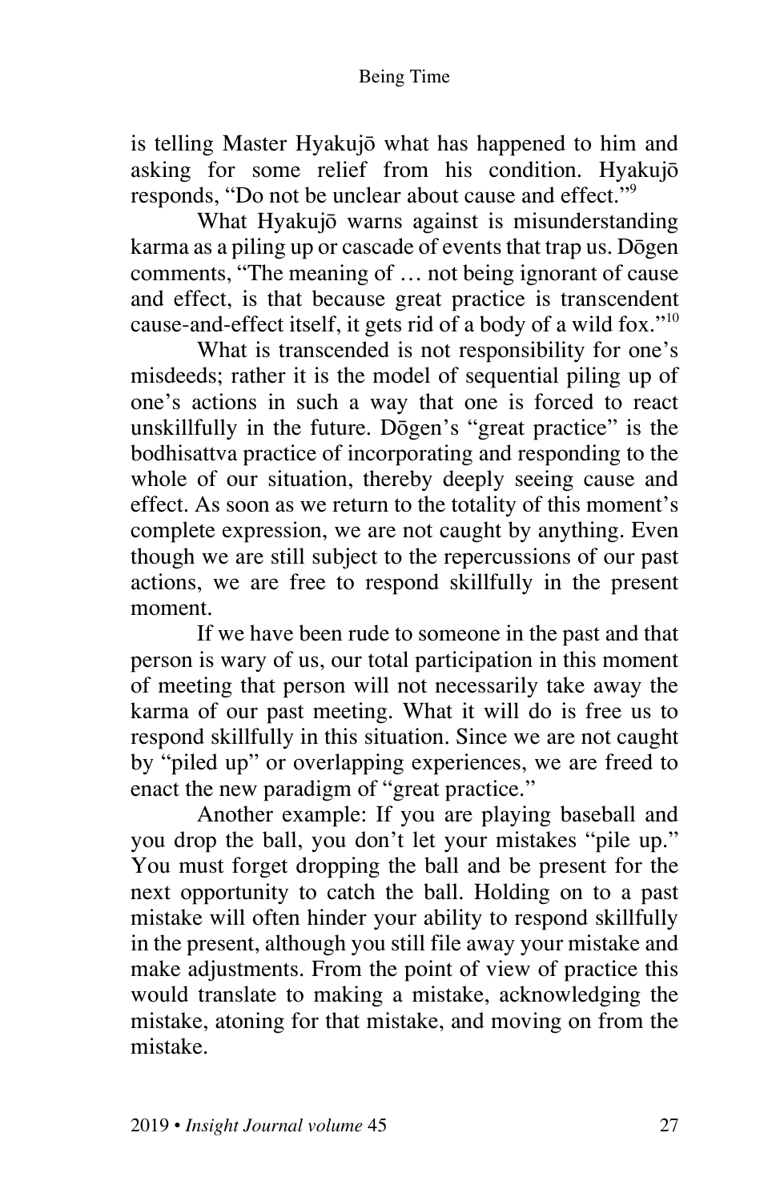is telling Master Hyakujō what has happened to him and asking for some relief from his condition. Hyakujō responds, "Do not be unclear about cause and effect."[9]

What Hyakujō warns against is misunderstanding karma as a piling up or cascade of events that trap us. Dōgen comments, "The meaning of … not being ignorant of cause and effect, is that because great practice is transcendent cause-and-effect itself, it gets rid of a body of a wild fox."[10]

What is transcended is not responsibility for one's misdeeds; rather it is the model of sequential piling up of one's actions in such a way that one is forced to react unskillfully in the future. Dōgen's "great practice" is the bodhisattva practice of incorporating and responding to the whole of our situation, thereby deeply seeing cause and effect. As soon as we return to the totality of this moment's complete expression, we are not caught by anything. Even though we are still subject to the repercussions of our past actions, we are free to respond skillfully in the present moment.

If we have been rude to someone in the past and that person is wary of us, our total participation in this moment of meeting that person will not necessarily take away the karma of our past meeting. What it will do is free us to respond skillfully in this situation. Since we are not caught by "piled up" or overlapping experiences, we are freed to enact the new paradigm of "great practice."

Another example: If you are playing baseball and you drop the ball, you don't let your mistakes "pile up." You must forget dropping the ball and be present for the next opportunity to catch the ball. Holding on to a past mistake will often hinder your ability to respond skillfully in the present, although you still file away your mistake and make adjustments. From the point of view of practice this would translate to making a mistake, acknowledging the mistake, atoning for that mistake, and moving on from the mistake.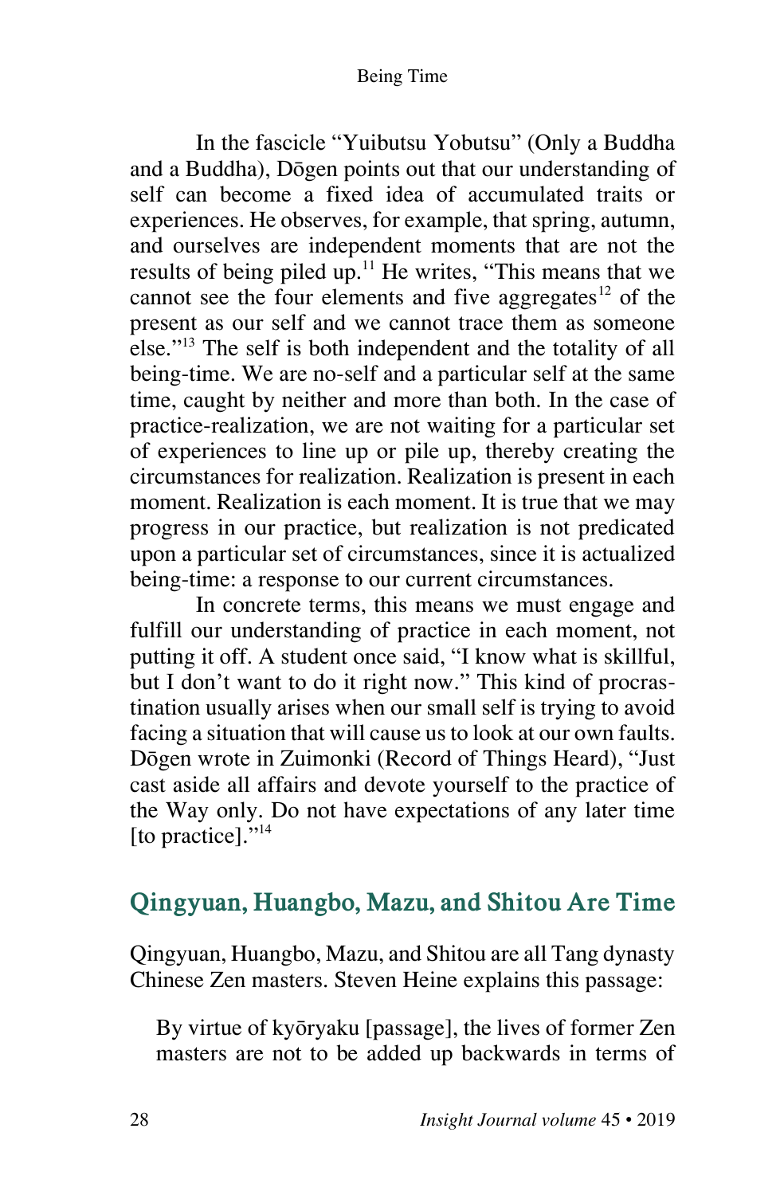In the fascicle "Yuibutsu Yobutsu" (Only a Buddha and a Buddha), Dōgen points out that our understanding of self can become a fixed idea of accumulated traits or experiences. He observes, for example, that spring, autumn, and ourselves are independent moments that are not the results of being piled up.[11] He writes, "This means that we cannot see the four elements and five aggregates[12] of the present as our self and we cannot trace them as someone else."[13] The self is both independent and the totality of all being-time. We are no-self and a particular self at the same time, caught by neither and more than both. In the case of practice-realization, we are not waiting for a particular set of experiences to line up or pile up, thereby creating the circumstances for realization. Realization is present in each moment. Realization is each moment. It is true that we may progress in our practice, but realization is not predicated upon a particular set of circumstances, since it is actualized being-time: a response to our current circumstances.

In concrete terms, this means we must engage and fulfill our understanding of practice in each moment, not putting it off. A student once said, "I know what is skillful, but I don't want to do it right now." This kind of procrastination usually arises when our small self is trying to avoid facing a situation that will cause us to look at our own faults. Dōgen wrote in Zuimonki (Record of Things Heard), "Just cast aside all affairs and devote yourself to the practice of the Way only. Do not have expectations of any later time [to practice]."[14]

## Qingyuan, Huangbo, Mazu, and Shitou Are Time

Qingyuan, Huangbo, Mazu, and Shitou are all Tang dynasty Chinese Zen masters. Steven Heine explains this passage:

> By virtue of kyōryaku [passage], the lives of former Zen masters are not to be added up backwards in terms of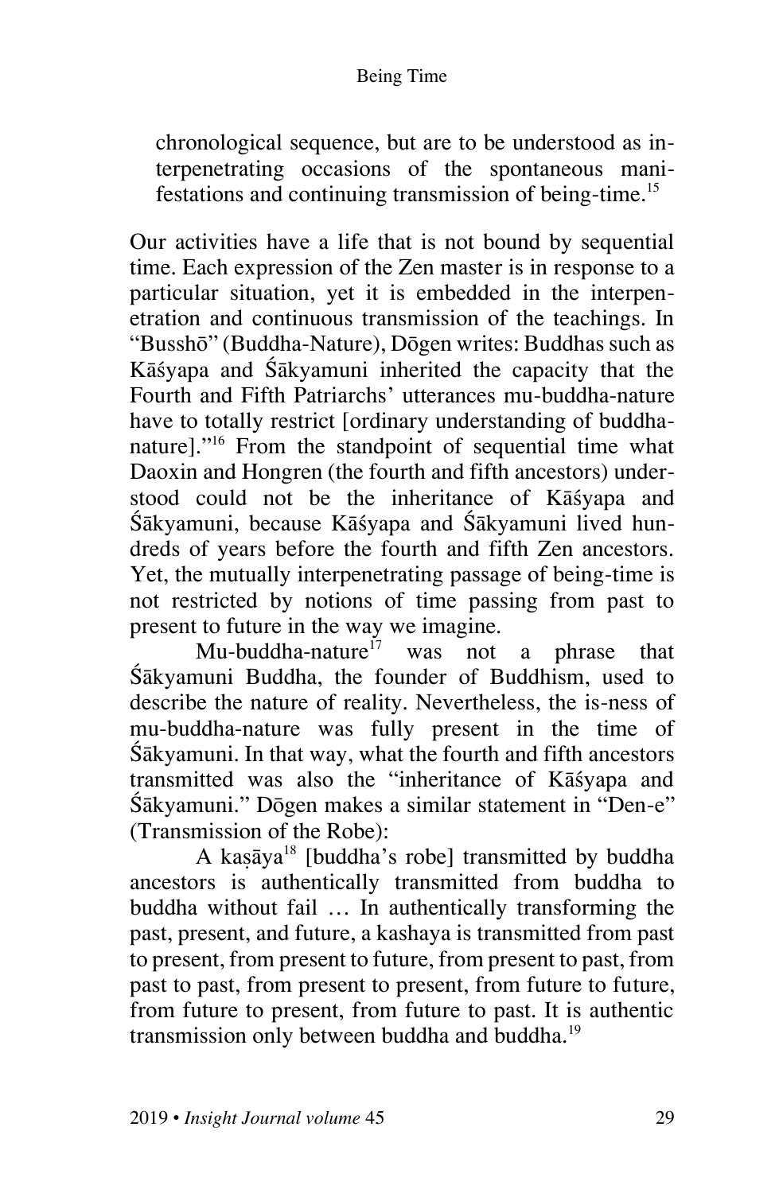chronological sequence, but are to be understood as interpenetrating occasions of the spontaneous manifestations and continuing transmission of being-time.[15]

Our activities have a life that is not bound by sequential time. Each expression of the Zen master is in response to a particular situation, yet it is embedded in the interpenetration and continuous transmission of the teachings. In "Busshō" (Buddha-Nature), Dōgen writes: Buddhas such as Kāśyapa and Śākyamuni inherited the capacity that the Fourth and Fifth Patriarchs' utterances mu-buddha-nature have to totally restrict [ordinary understanding of buddha-nature]."[16] From the standpoint of sequential time what Daoxin and Hongren (the fourth and fifth ancestors) understood could not be the inheritance of Kāśyapa and Śākyamuni, because Kāśyapa and Śākyamuni lived hundreds of years before the fourth and fifth Zen ancestors. Yet, the mutually interpenetrating passage of being-time is not restricted by notions of time passing from past to present to future in the way we imagine.

Mu-buddha-nature[17] was not a phrase that Śākyamuni Buddha, the founder of Buddhism, used to describe the nature of reality. Nevertheless, the is-ness of mu-buddha-nature was fully present in the time of Śākyamuni. In that way, what the fourth and fifth ancestors transmitted was also the "inheritance of Kāśyapa and Śākyamuni." Dōgen makes a similar statement in "Den-e" (Transmission of the Robe):

A kaṣāya[18] [buddha's robe] transmitted by buddha ancestors is authentically transmitted from buddha to buddha without fail … In authentically transforming the past, present, and future, a kashaya is transmitted from past to present, from present to future, from present to past, from past to past, from present to present, from future to future, from future to present, from future to past. It is authentic transmission only between buddha and buddha.[19]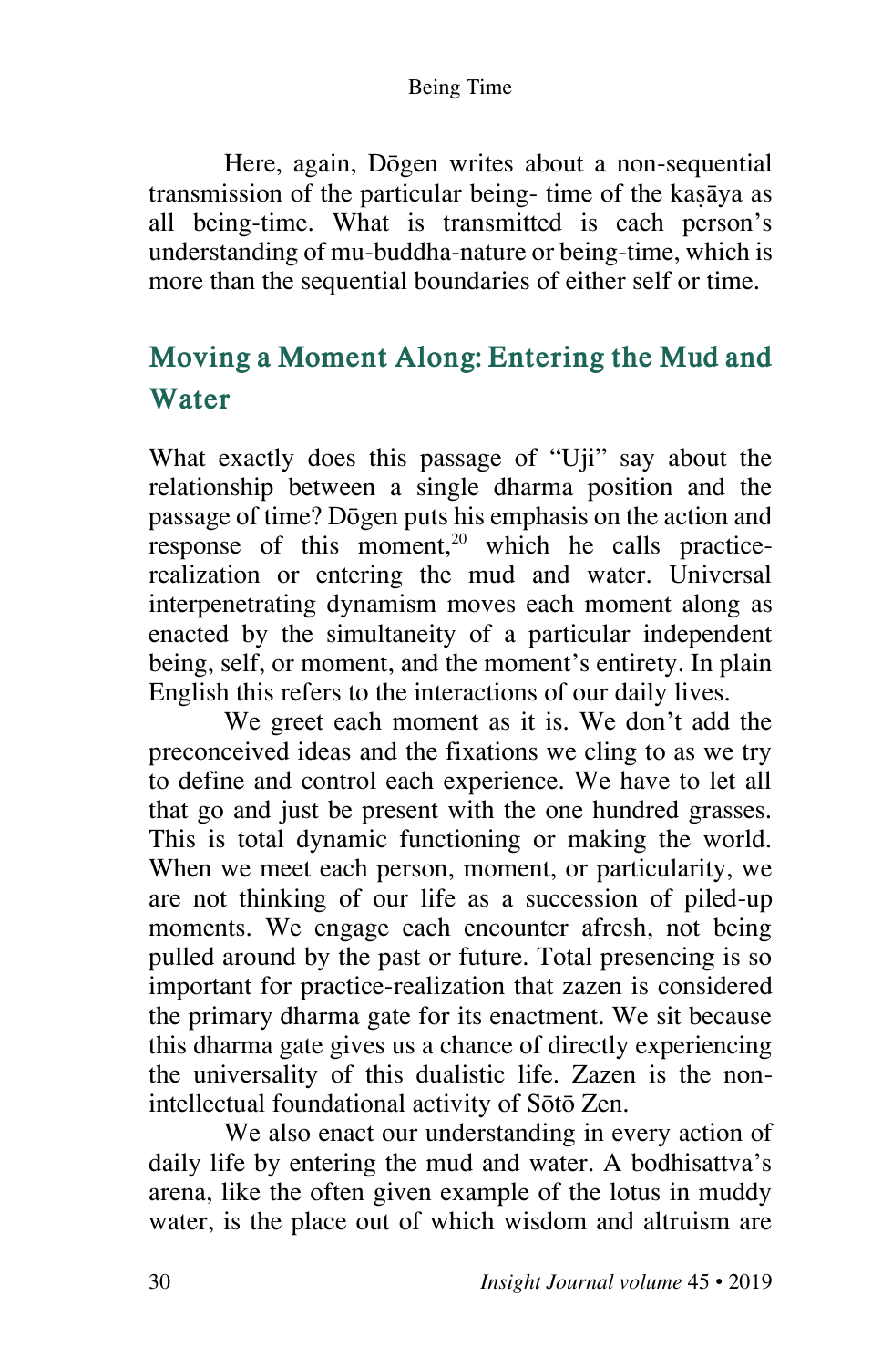Here, again, Dōgen writes about a non-sequential transmission of the particular being- time of the kaṣāya as all being-time. What is transmitted is each person's understanding of mu-buddha-nature or being-time, which is more than the sequential boundaries of either self or time.

## Moving a Moment Along: Entering the Mud and Water

What exactly does this passage of "Uji" say about the relationship between a single dharma position and the passage of time? Dōgen puts his emphasis on the action and response of this moment,[20] which he calls practice-realization or entering the mud and water. Universal interpenetrating dynamism moves each moment along as enacted by the simultaneity of a particular independent being, self, or moment, and the moment's entirety. In plain English this refers to the interactions of our daily lives.

We greet each moment as it is. We don't add the preconceived ideas and the fixations we cling to as we try to define and control each experience. We have to let all that go and just be present with the one hundred grasses. This is total dynamic functioning or making the world. When we meet each person, moment, or particularity, we are not thinking of our life as a succession of piled-up moments. We engage each encounter afresh, not being pulled around by the past or future. Total presencing is so important for practice-realization that zazen is considered the primary dharma gate for its enactment. We sit because this dharma gate gives us a chance of directly experiencing the universality of this dualistic life. Zazen is the non-intellectual foundational activity of Sōtō Zen.

We also enact our understanding in every action of daily life by entering the mud and water. A bodhisattva's arena, like the often given example of the lotus in muddy water, is the place out of which wisdom and altruism are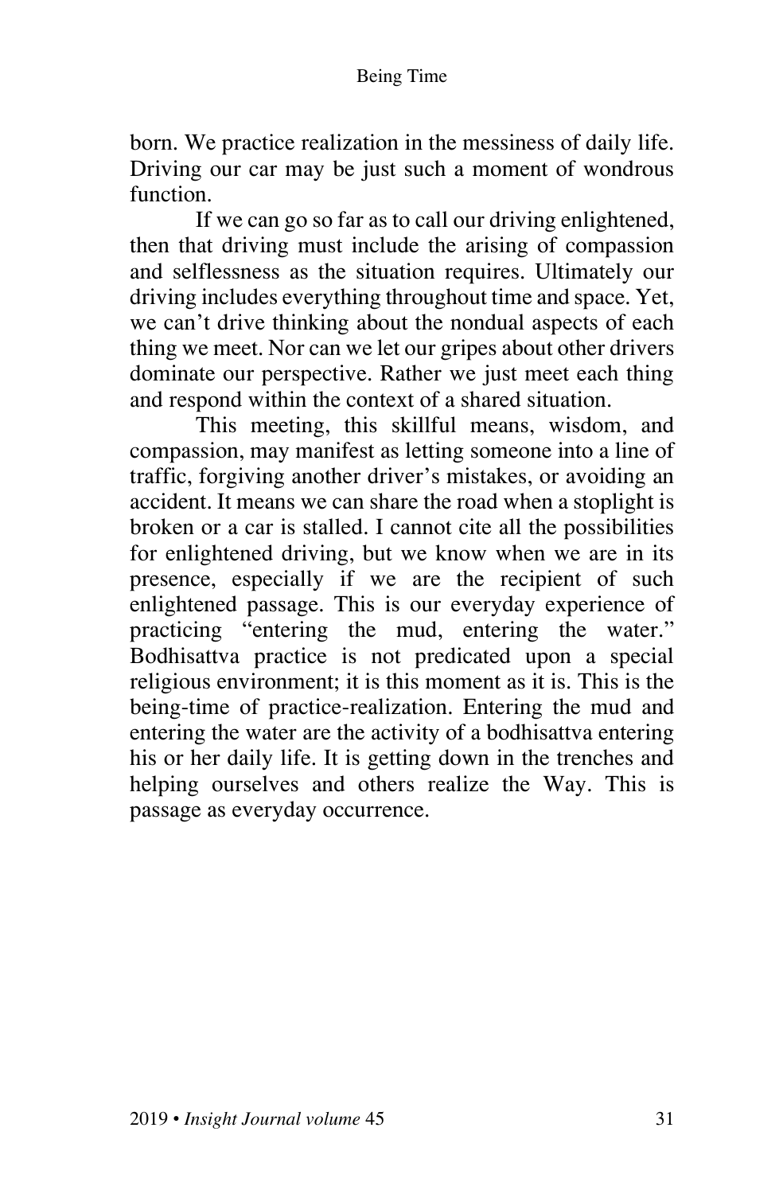born. We practice realization in the messiness of daily life. Driving our car may be just such a moment of wondrous function.

If we can go so far as to call our driving enlightened, then that driving must include the arising of compassion and selflessness as the situation requires. Ultimately our driving includes everything throughout time and space. Yet, we can't drive thinking about the nondual aspects of each thing we meet. Nor can we let our gripes about other drivers dominate our perspective. Rather we just meet each thing and respond within the context of a shared situation.

This meeting, this skillful means, wisdom, and compassion, may manifest as letting someone into a line of traffic, forgiving another driver's mistakes, or avoiding an accident. It means we can share the road when a stoplight is broken or a car is stalled. I cannot cite all the possibilities for enlightened driving, but we know when we are in its presence, especially if we are the recipient of such enlightened passage. This is our everyday experience of practicing "entering the mud, entering the water." Bodhisattva practice is not predicated upon a special religious environment; it is this moment as it is. This is the being-time of practice-realization. Entering the mud and entering the water are the activity of a bodhisattva entering his or her daily life. It is getting down in the trenches and helping ourselves and others realize the Way. This is passage as everyday occurrence.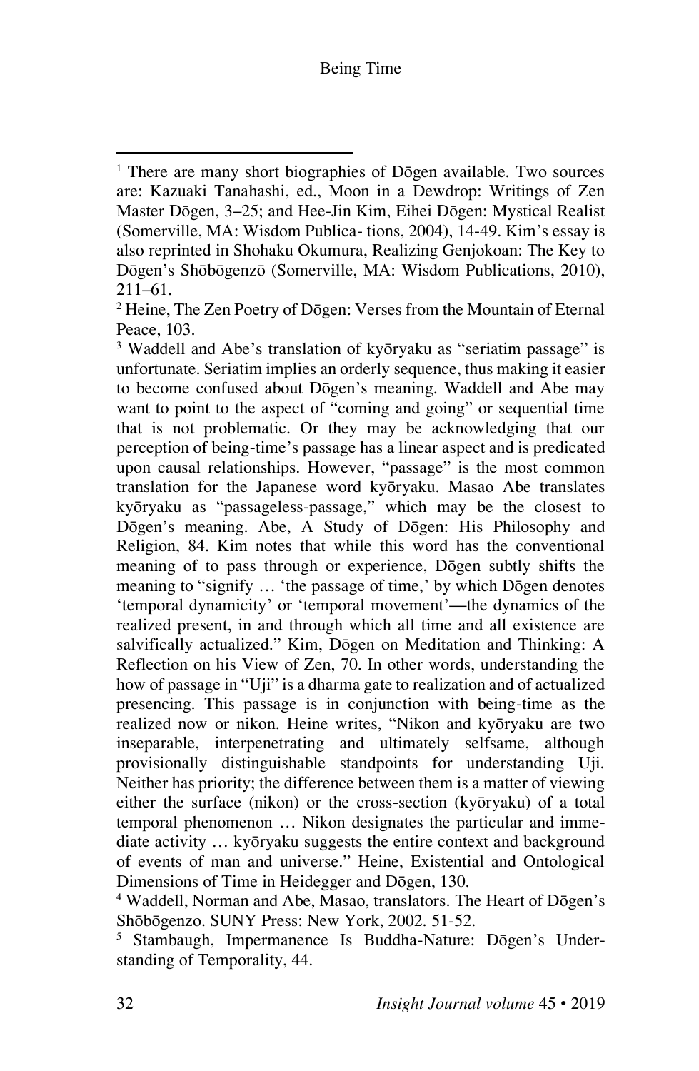[1] There are many short biographies of Dōgen available. Two sources are: Kazuaki Tanahashi, ed., Moon in a Dewdrop: Writings of Zen Master Dōgen, 3–25; and Hee-Jin Kim, Eihei Dōgen: Mystical Realist (Somerville, MA: Wisdom Publica- tions, 2004), 14-49. Kim's essay is also reprinted in Shohaku Okumura, Realizing Genjokoan: The Key to Dōgen's Shōbōgenzō (Somerville, MA: Wisdom Publications, 2010), 211–61.

[2] Heine, The Zen Poetry of Dōgen: Verses from the Mountain of Eternal Peace, 103.

[3] Waddell and Abe's translation of kyōryaku as "seriatim passage" is unfortunate. Seriatim implies an orderly sequence, thus making it easier to become confused about Dōgen's meaning. Waddell and Abe may want to point to the aspect of "coming and going" or sequential time that is not problematic. Or they may be acknowledging that our perception of being-time's passage has a linear aspect and is predicated upon causal relationships. However, "passage" is the most common translation for the Japanese word kyōryaku. Masao Abe translates kyōryaku as "passageless-passage," which may be the closest to Dōgen's meaning. Abe, A Study of Dōgen: His Philosophy and Religion, 84. Kim notes that while this word has the conventional meaning of to pass through or experience, Dōgen subtly shifts the meaning to "signify … 'the passage of time,' by which Dōgen denotes 'temporal dynamicity' or 'temporal movement'—the dynamics of the realized present, in and through which all time and all existence are salvifically actualized." Kim, Dōgen on Meditation and Thinking: A Reflection on his View of Zen, 70. In other words, understanding the how of passage in "Uji" is a dharma gate to realization and of actualized presencing. This passage is in conjunction with being-time as the realized now or nikon. Heine writes, "Nikon and kyōryaku are two inseparable, interpenetrating and ultimately selfsame, although provisionally distinguishable standpoints for understanding Uji. Neither has priority; the difference between them is a matter of viewing either the surface (nikon) or the cross-section (kyōryaku) of a total temporal phenomenon … Nikon designates the particular and immediate activity … kyōryaku suggests the entire context and background of events of man and universe." Heine, Existential and Ontological Dimensions of Time in Heidegger and Dōgen, 130.

[4] Waddell, Norman and Abe, Masao, translators. The Heart of Dōgen's Shōbōgenzo. SUNY Press: New York, 2002. 51-52.

[5] Stambaugh, Impermanence Is Buddha-Nature: Dōgen's Understanding of Temporality, 44.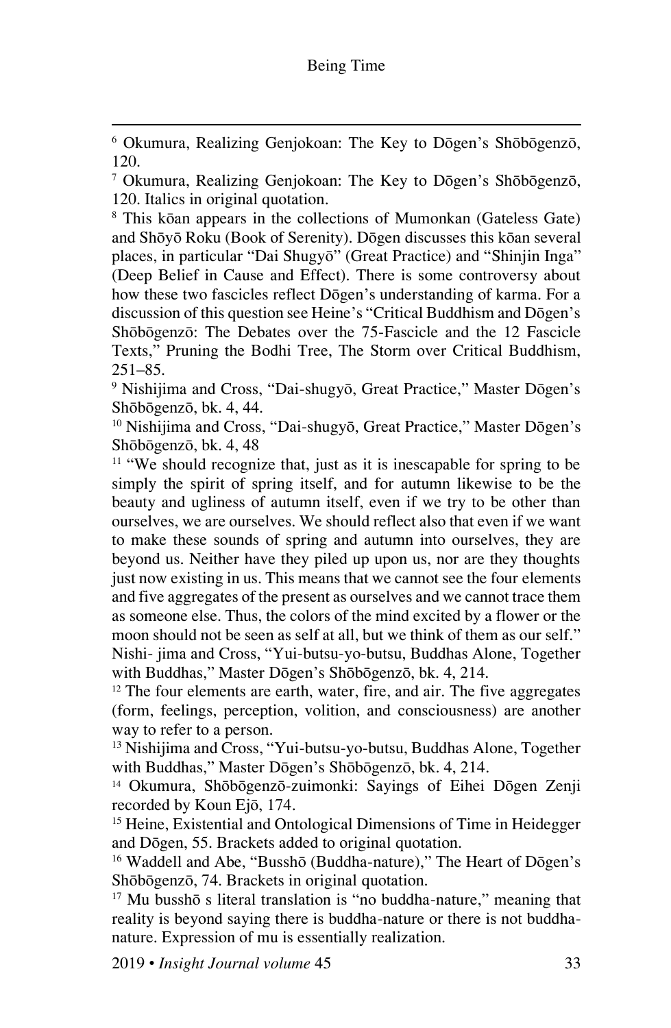[6] Okumura, Realizing Genjokoan: The Key to Dōgen's Shōbōgenzō, 120.

[7] Okumura, Realizing Genjokoan: The Key to Dōgen's Shōbōgenzō, 120. Italics in original quotation.

[8] This kōan appears in the collections of Mumonkan (Gateless Gate) and Shōyō Roku (Book of Serenity). Dōgen discusses this kōan several places, in particular "Dai Shugyō" (Great Practice) and "Shinjin Inga" (Deep Belief in Cause and Effect). There is some controversy about how these two fascicles reflect Dōgen's understanding of karma. For a discussion of this question see Heine's "Critical Buddhism and Dōgen's Shōbōgenzō: The Debates over the 75-Fascicle and the 12 Fascicle Texts," Pruning the Bodhi Tree, The Storm over Critical Buddhism, 251–85.

[9] Nishijima and Cross, "Dai-shugyō, Great Practice," Master Dōgen's Shōbōgenzō, bk. 4, 44.

[10] Nishijima and Cross, "Dai-shugyō, Great Practice," Master Dōgen's Shōbōgenzō, bk. 4, 48

[11] "We should recognize that, just as it is inescapable for spring to be simply the spirit of spring itself, and for autumn likewise to be the beauty and ugliness of autumn itself, even if we try to be other than ourselves, we are ourselves. We should reflect also that even if we want to make these sounds of spring and autumn into ourselves, they are beyond us. Neither have they piled up upon us, nor are they thoughts just now existing in us. This means that we cannot see the four elements and five aggregates of the present as ourselves and we cannot trace them as someone else. Thus, the colors of the mind excited by a flower or the moon should not be seen as self at all, but we think of them as our self." Nishi- jima and Cross, "Yui-butsu-yo-butsu, Buddhas Alone, Together with Buddhas," Master Dōgen's Shōbōgenzō, bk. 4, 214.

[12] The four elements are earth, water, fire, and air. The five aggregates (form, feelings, perception, volition, and consciousness) are another way to refer to a person.

[13] Nishijima and Cross, "Yui-butsu-yo-butsu, Buddhas Alone, Together with Buddhas," Master Dōgen's Shōbōgenzō, bk. 4, 214.

[14] Okumura, Shōbōgenzō-zuimonki: Sayings of Eihei Dōgen Zenji recorded by Koun Ejō, 174.

[15] Heine, Existential and Ontological Dimensions of Time in Heidegger and Dōgen, 55. Brackets added to original quotation.

[16] Waddell and Abe, "Busshō (Buddha-nature)," The Heart of Dōgen's Shōbōgenzō, 74. Brackets in original quotation.

[17] Mu busshō s literal translation is "no buddha-nature," meaning that reality is beyond saying there is buddha-nature or there is not buddha-nature. Expression of mu is essentially realization.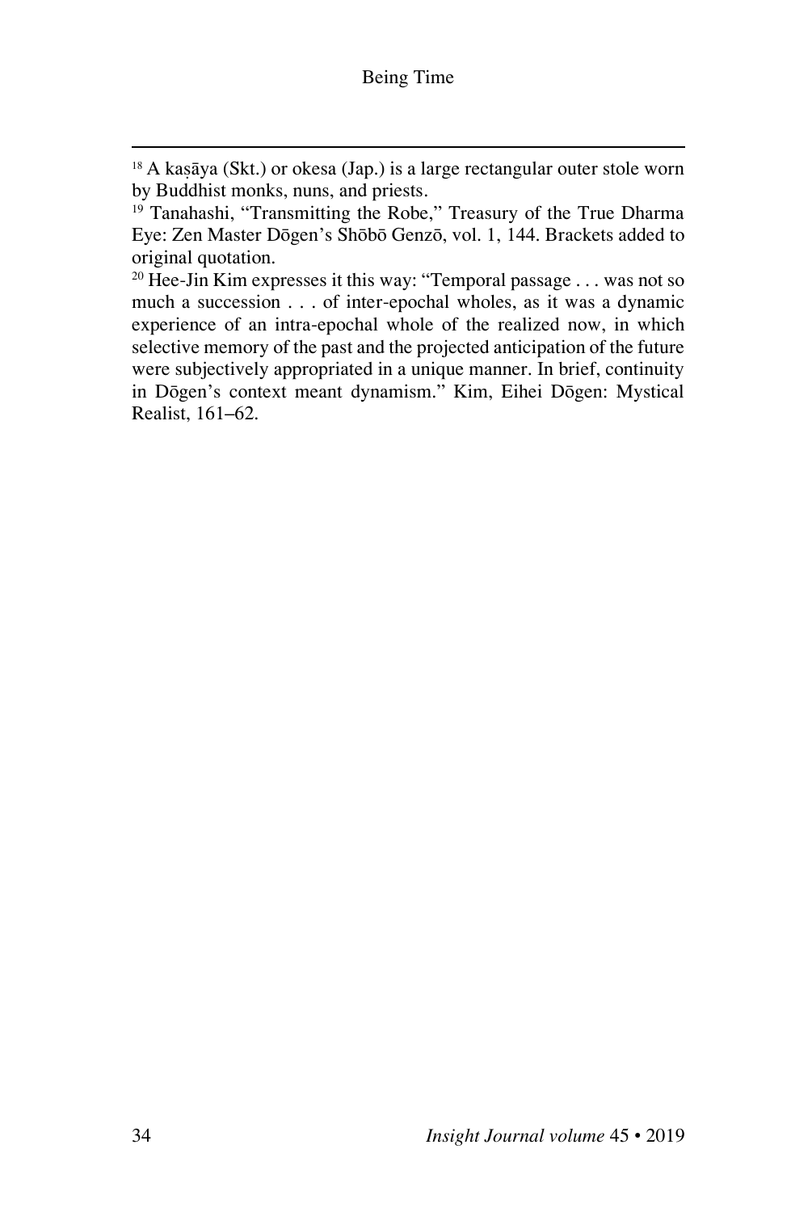[18] A kaṣāya (Skt.) or okesa (Jap.) is a large rectangular outer stole worn by Buddhist monks, nuns, and priests.

[19] Tanahashi, "Transmitting the Robe," Treasury of the True Dharma Eye: Zen Master Dōgen's Shōbō Genzō, vol. 1, 144. Brackets added to original quotation.

[20] Hee-Jin Kim expresses it this way: "Temporal passage . . . was not so much a succession . . . of inter-epochal wholes, as it was a dynamic experience of an intra-epochal whole of the realized now, in which selective memory of the past and the projected anticipation of the future were subjectively appropriated in a unique manner. In brief, continuity in Dōgen's context meant dynamism." Kim, Eihei Dōgen: Mystical Realist, 161–62.